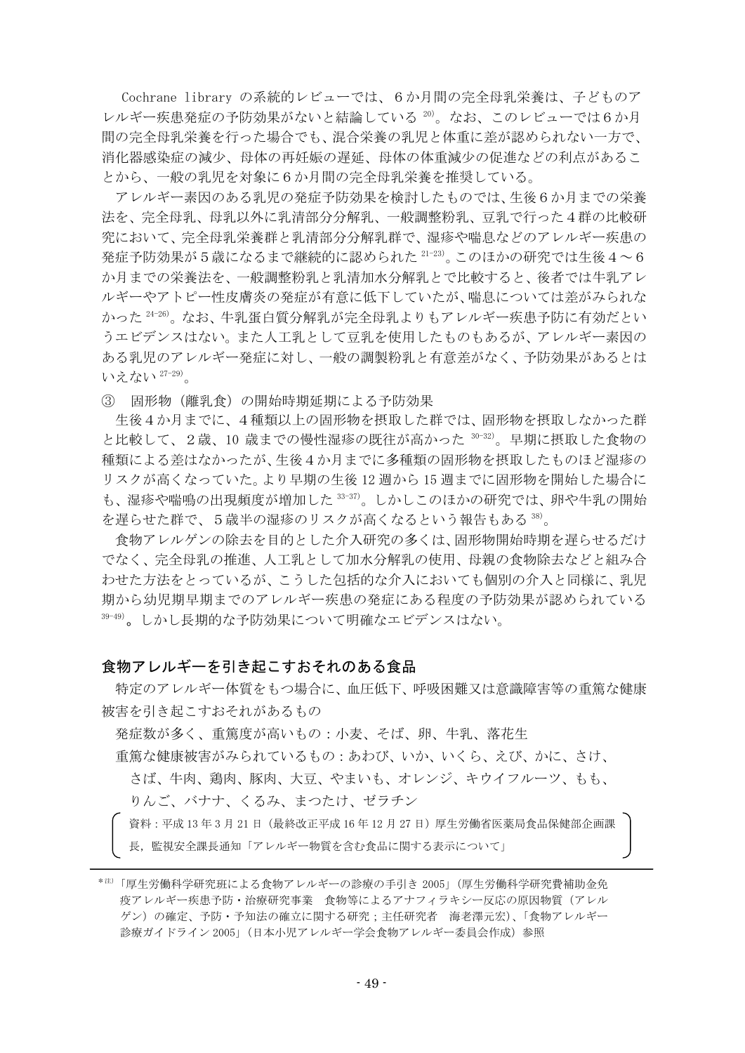Cochrane library の系統的レビューでは、６か月間の完全母乳栄養は、子どものアレルギー疾患発症の予防効果がないと結論している[20]。なお、このレビューでは６か月間の完全母乳栄養を行った場合でも、混合栄養の乳児と体重に差が認められない一方で、消化器感染症の減少、母体の再妊娠の遅延、母体の体重減少の促進などの利点があることから、一般の乳児を対象に６か月間の完全母乳栄養を推奨している。

アレルギー素因のある乳児の発症予防効果を検討したものでは、生後６か月までの栄養法を、完全母乳、母乳以外に乳清部分分解乳、一般調整粉乳、豆乳で行った４群の比較研究において、完全母乳栄養群と乳清部分分解乳群で、湿疹や喘息などのアレルギー疾患の発症予防効果が５歳になるまで継続的に認められた[21-23]。このほかの研究では生後４～６か月までの栄養法を、一般調整粉乳と乳清加水分解乳とで比較すると、後者では牛乳アレルギーやアトピー性皮膚炎の発症が有意に低下していたが、喘息については差がみられなかった[24-26]。なお、牛乳蛋白質分解乳が完全母乳よりもアレルギー疾患予防に有効だというエビデンスはない。また人工乳として豆乳を使用したものもあるが、アレルギー素因のある乳児のアレルギー発症に対し、一般の調製粉乳と有意差がなく、予防効果があるとはいえない[27-29]。

③　固形物（離乳食）の開始時期延期による予防効果

生後４か月までに、４種類以上の固形物を摂取した群では、固形物を摂取しなかった群と比較して、２歳、10 歳までの慢性湿疹の既往が高かった[30-32]。早期に摂取した食物の種類による差はなかったが、生後４か月までに多種類の固形物を摂取したものほど湿疹のリスクが高くなっていた。より早期の生後 12 週から 15 週までに固形物を開始した場合にも、湿疹や喘鳴の出現頻度が増加した[33-37]。しかしこのほかの研究では、卵や牛乳の開始を遅らせた群で、５歳半の湿疹のリスクが高くなるという報告もある[38]。

食物アレルゲンの除去を目的とした介入研究の多くは、固形物開始時期を遅らせるだけでなく、完全母乳の推進、人工乳として加水分解乳の使用、母親の食物除去などと組み合わせた方法をとっているが、こうした包括的な介入においても個別の介入と同様に、乳児期から幼児期早期までのアレルギー疾患の発症にある程度の予防効果が認められている[39-49]。しかし長期的な予防効果について明確なエビデンスはない。

## 食物アレルギーを引き起こすおそれのある食品

特定のアレルギー体質をもつ場合に、血圧低下、呼吸困難又は意識障害等の重篤な健康被害を引き起こすおそれがあるもの

発症数が多く、重篤度が高いもの：小麦、そば、卵、牛乳、落花生

重篤な健康被害がみられているもの：あわび、いか、いくら、えび、かに、さけ、さば、牛肉、鶏肉、豚肉、大豆、やまいも、オレンジ、キウイフルーツ、もも、りんご、バナナ、くるみ、まつたけ、ゼラチン

（資料：平成 13 年３月 21 日（最終改正平成 16 年 12 月 27 日）厚生労働省医薬局食品保健部企画課長，監視安全課長通知「アレルギー物質を含む食品に関する表示について」）

---

*(注)「厚生労働科学研究班による食物アレルギーの診療の手引き 2005」（厚生労働科学研究費補助金免疫アレルギー疾患予防・治療研究事業　食物等によるアナフィラキシー反応の原因物質（アレルゲン）の確定、予防・予知法の確立に関する研究；主任研究者　海老澤元宏）、「食物アレルギー診療ガイドライン 2005」（日本小児アレルギー学会食物アレルギー委員会作成）参照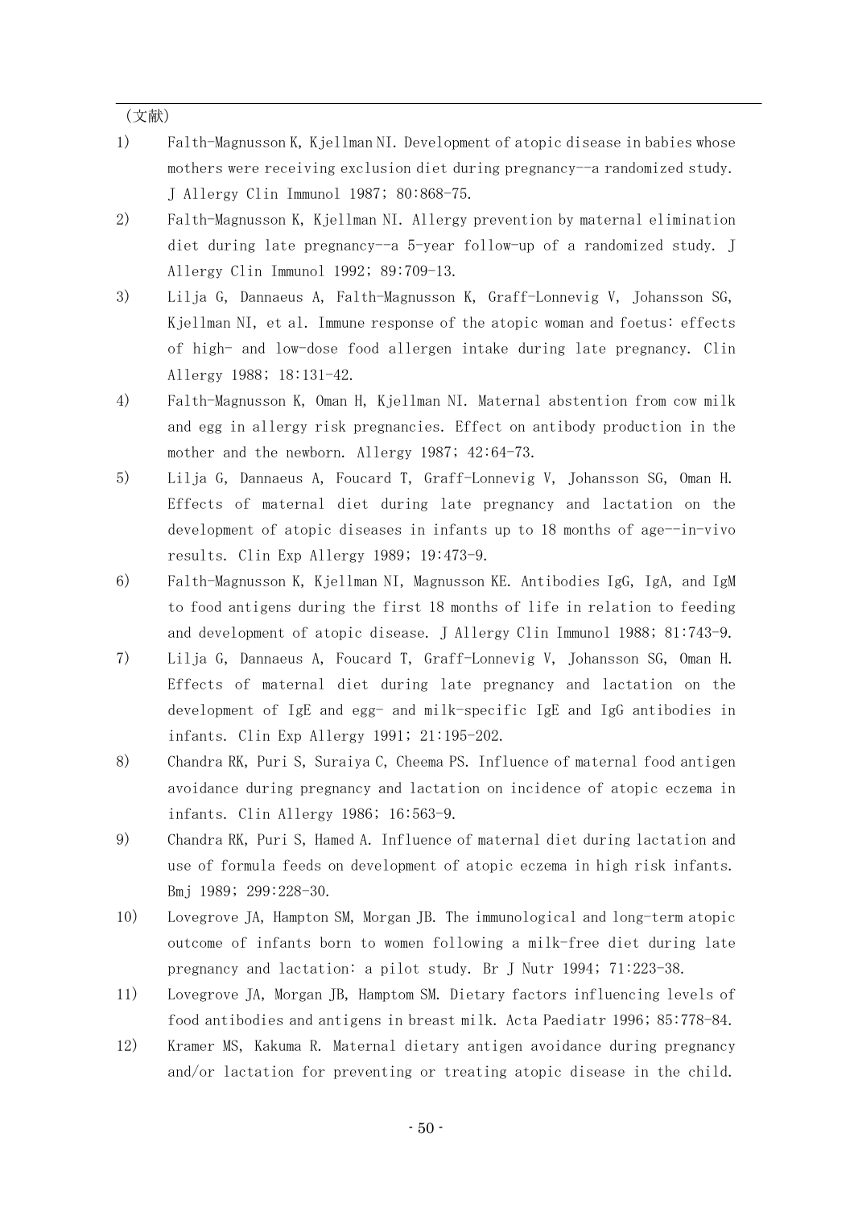（文献）

1) Falth-Magnusson K, Kjellman NI. Development of atopic disease in babies whose mothers were receiving exclusion diet during pregnancy--a randomized study. J Allergy Clin Immunol 1987; 80:868-75.
2) Falth-Magnusson K, Kjellman NI. Allergy prevention by maternal elimination diet during late pregnancy--a 5-year follow-up of a randomized study. J Allergy Clin Immunol 1992; 89:709-13.
3) Lilja G, Dannaeus A, Falth-Magnusson K, Graff-Lonnevig V, Johansson SG, Kjellman NI, et al. Immune response of the atopic woman and foetus: effects of high- and low-dose food allergen intake during late pregnancy. Clin Allergy 1988; 18:131-42.
4) Falth-Magnusson K, Oman H, Kjellman NI. Maternal abstention from cow milk and egg in allergy risk pregnancies. Effect on antibody production in the mother and the newborn. Allergy 1987; 42:64-73.
5) Lilja G, Dannaeus A, Foucard T, Graff-Lonnevig V, Johansson SG, Oman H. Effects of maternal diet during late pregnancy and lactation on the development of atopic diseases in infants up to 18 months of age--in-vivo results. Clin Exp Allergy 1989; 19:473-9.
6) Falth-Magnusson K, Kjellman NI, Magnusson KE. Antibodies IgG, IgA, and IgM to food antigens during the first 18 months of life in relation to feeding and development of atopic disease. J Allergy Clin Immunol 1988; 81:743-9.
7) Lilja G, Dannaeus A, Foucard T, Graff-Lonnevig V, Johansson SG, Oman H. Effects of maternal diet during late pregnancy and lactation on the development of IgE and egg- and milk-specific IgE and IgG antibodies in infants. Clin Exp Allergy 1991; 21:195-202.
8) Chandra RK, Puri S, Suraiya C, Cheema PS. Influence of maternal food antigen avoidance during pregnancy and lactation on incidence of atopic eczema in infants. Clin Allergy 1986; 16:563-9.
9) Chandra RK, Puri S, Hamed A. Influence of maternal diet during lactation and use of formula feeds on development of atopic eczema in high risk infants. Bmj 1989; 299:228-30.
10) Lovegrove JA, Hampton SM, Morgan JB. The immunological and long-term atopic outcome of infants born to women following a milk-free diet during late pregnancy and lactation: a pilot study. Br J Nutr 1994; 71:223-38.
11) Lovegrove JA, Morgan JB, Hamptom SM. Dietary factors influencing levels of food antibodies and antigens in breast milk. Acta Paediatr 1996; 85:778-84.
12) Kramer MS, Kakuma R. Maternal dietary antigen avoidance during pregnancy and/or lactation for preventing or treating atopic disease in the child.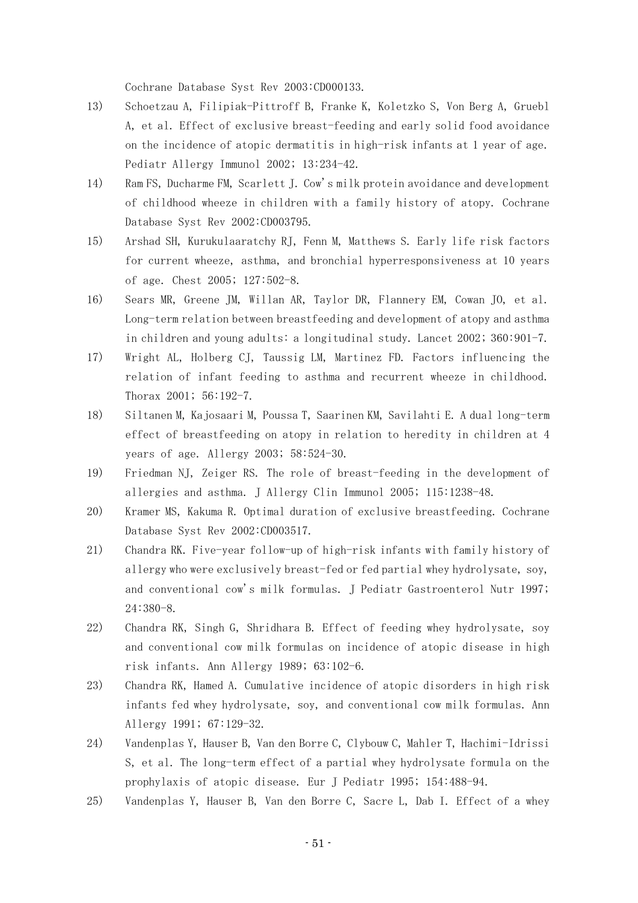Cochrane Database Syst Rev 2003:CD000133.

13) Schoetzau A, Filipiak-Pittroff B, Franke K, Koletzko S, Von Berg A, Gruebl A, et al. Effect of exclusive breast-feeding and early solid food avoidance on the incidence of atopic dermatitis in high-risk infants at 1 year of age. Pediatr Allergy Immunol 2002; 13:234-42.
14) Ram FS, Ducharme FM, Scarlett J. Cow's milk protein avoidance and development of childhood wheeze in children with a family history of atopy. Cochrane Database Syst Rev 2002:CD003795.
15) Arshad SH, Kurukulaaratchy RJ, Fenn M, Matthews S. Early life risk factors for current wheeze, asthma, and bronchial hyperresponsiveness at 10 years of age. Chest 2005; 127:502-8.
16) Sears MR, Greene JM, Willan AR, Taylor DR, Flannery EM, Cowan JO, et al. Long-term relation between breastfeeding and development of atopy and asthma in children and young adults: a longitudinal study. Lancet 2002; 360:901-7.
17) Wright AL, Holberg CJ, Taussig LM, Martinez FD. Factors influencing the relation of infant feeding to asthma and recurrent wheeze in childhood. Thorax 2001; 56:192-7.
18) Siltanen M, Kajosaari M, Poussa T, Saarinen KM, Savilahti E. A dual long-term effect of breastfeeding on atopy in relation to heredity in children at 4 years of age. Allergy 2003; 58:524-30.
19) Friedman NJ, Zeiger RS. The role of breast-feeding in the development of allergies and asthma. J Allergy Clin Immunol 2005; 115:1238-48.
20) Kramer MS, Kakuma R. Optimal duration of exclusive breastfeeding. Cochrane Database Syst Rev 2002:CD003517.
21) Chandra RK. Five-year follow-up of high-risk infants with family history of allergy who were exclusively breast-fed or fed partial whey hydrolysate, soy, and conventional cow's milk formulas. J Pediatr Gastroenterol Nutr 1997; 24:380-8.
22) Chandra RK, Singh G, Shridhara B. Effect of feeding whey hydrolysate, soy and conventional cow milk formulas on incidence of atopic disease in high risk infants. Ann Allergy 1989; 63:102-6.
23) Chandra RK, Hamed A. Cumulative incidence of atopic disorders in high risk infants fed whey hydrolysate, soy, and conventional cow milk formulas. Ann Allergy 1991; 67:129-32.
24) Vandenplas Y, Hauser B, Van den Borre C, Clybouw C, Mahler T, Hachimi-Idrissi S, et al. The long-term effect of a partial whey hydrolysate formula on the prophylaxis of atopic disease. Eur J Pediatr 1995; 154:488-94.
25) Vandenplas Y, Hauser B, Van den Borre C, Sacre L, Dab I. Effect of a whey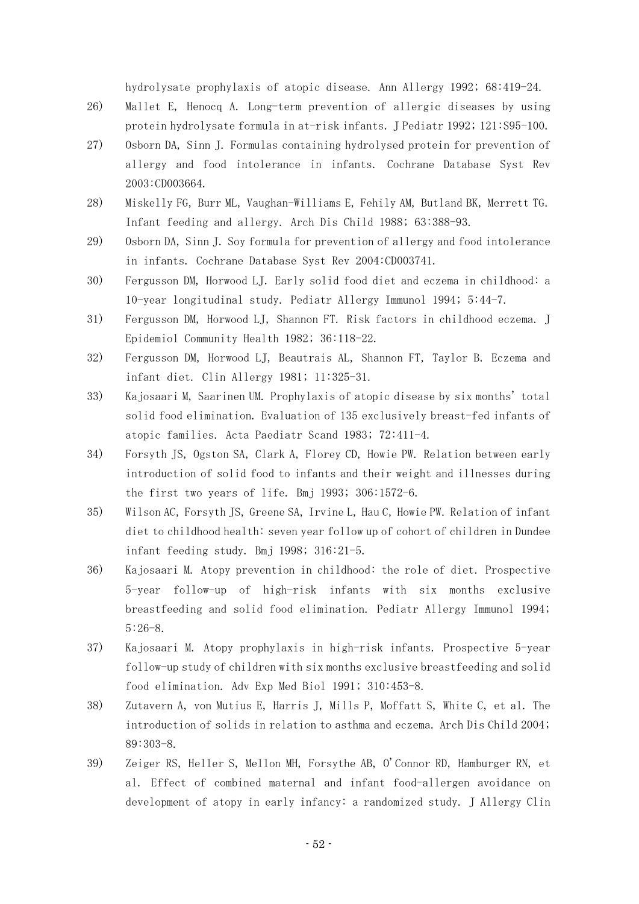hydrolysate prophylaxis of atopic disease. Ann Allergy 1992; 68:419-24.

26) Mallet E, Henocq A. Long-term prevention of allergic diseases by using protein hydrolysate formula in at-risk infants. J Pediatr 1992; 121:S95-100.

27) Osborn DA, Sinn J. Formulas containing hydrolysed protein for prevention of allergy and food intolerance in infants. Cochrane Database Syst Rev 2003:CD003664.

28) Miskelly FG, Burr ML, Vaughan-Williams E, Fehily AM, Butland BK, Merrett TG. Infant feeding and allergy. Arch Dis Child 1988; 63:388-93.

29) Osborn DA, Sinn J. Soy formula for prevention of allergy and food intolerance in infants. Cochrane Database Syst Rev 2004:CD003741.

30) Fergusson DM, Horwood LJ. Early solid food diet and eczema in childhood: a 10-year longitudinal study. Pediatr Allergy Immunol 1994; 5:44-7.

31) Fergusson DM, Horwood LJ, Shannon FT. Risk factors in childhood eczema. J Epidemiol Community Health 1982; 36:118-22.

32) Fergusson DM, Horwood LJ, Beautrais AL, Shannon FT, Taylor B. Eczema and infant diet. Clin Allergy 1981; 11:325-31.

33) Kajosaari M, Saarinen UM. Prophylaxis of atopic disease by six months' total solid food elimination. Evaluation of 135 exclusively breast-fed infants of atopic families. Acta Paediatr Scand 1983; 72:411-4.

34) Forsyth JS, Ogston SA, Clark A, Florey CD, Howie PW. Relation between early introduction of solid food to infants and their weight and illnesses during the first two years of life. Bmj 1993; 306:1572-6.

35) Wilson AC, Forsyth JS, Greene SA, Irvine L, Hau C, Howie PW. Relation of infant diet to childhood health: seven year follow up of cohort of children in Dundee infant feeding study. Bmj 1998; 316:21-5.

36) Kajosaari M. Atopy prevention in childhood: the role of diet. Prospective 5-year follow-up of high-risk infants with six months exclusive breastfeeding and solid food elimination. Pediatr Allergy Immunol 1994; 5:26-8.

37) Kajosaari M. Atopy prophylaxis in high-risk infants. Prospective 5-year follow-up study of children with six months exclusive breastfeeding and solid food elimination. Adv Exp Med Biol 1991; 310:453-8.

38) Zutavern A, von Mutius E, Harris J, Mills P, Moffatt S, White C, et al. The introduction of solids in relation to asthma and eczema. Arch Dis Child 2004; 89:303-8.

39) Zeiger RS, Heller S, Mellon MH, Forsythe AB, O'Connor RD, Hamburger RN, et al. Effect of combined maternal and infant food-allergen avoidance on development of atopy in early infancy: a randomized study. J Allergy Clin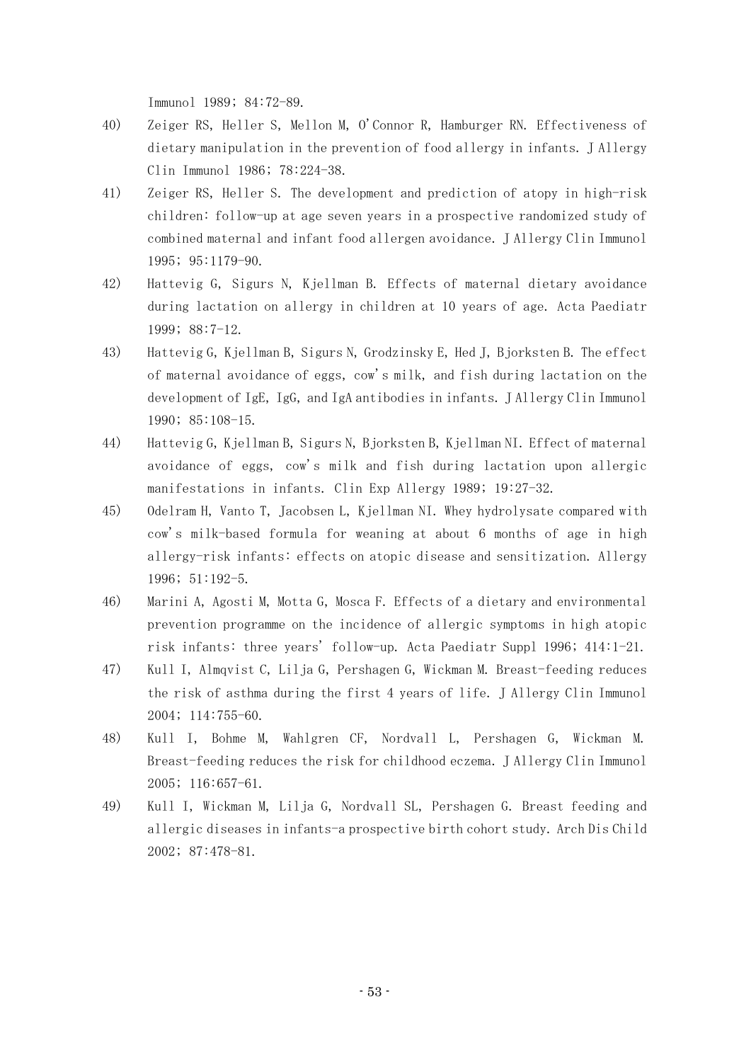Immunol 1989; 84:72-89.

40) Zeiger RS, Heller S, Mellon M, O'Connor R, Hamburger RN. Effectiveness of dietary manipulation in the prevention of food allergy in infants. J Allergy Clin Immunol 1986; 78:224-38.

41) Zeiger RS, Heller S. The development and prediction of atopy in high-risk children: follow-up at age seven years in a prospective randomized study of combined maternal and infant food allergen avoidance. J Allergy Clin Immunol 1995; 95:1179-90.

42) Hattevig G, Sigurs N, Kjellman B. Effects of maternal dietary avoidance during lactation on allergy in children at 10 years of age. Acta Paediatr 1999; 88:7-12.

43) Hattevig G, Kjellman B, Sigurs N, Grodzinsky E, Hed J, Bjorksten B. The effect of maternal avoidance of eggs, cow's milk, and fish during lactation on the development of IgE, IgG, and IgA antibodies in infants. J Allergy Clin Immunol 1990; 85:108-15.

44) Hattevig G, Kjellman B, Sigurs N, Bjorksten B, Kjellman NI. Effect of maternal avoidance of eggs, cow's milk and fish during lactation upon allergic manifestations in infants. Clin Exp Allergy 1989; 19:27-32.

45) Odelram H, Vanto T, Jacobsen L, Kjellman NI. Whey hydrolysate compared with cow's milk-based formula for weaning at about 6 months of age in high allergy-risk infants: effects on atopic disease and sensitization. Allergy 1996; 51:192-5.

46) Marini A, Agosti M, Motta G, Mosca F. Effects of a dietary and environmental prevention programme on the incidence of allergic symptoms in high atopic risk infants: three years' follow-up. Acta Paediatr Suppl 1996; 414:1-21.

47) Kull I, Almqvist C, Lilja G, Pershagen G, Wickman M. Breast-feeding reduces the risk of asthma during the first 4 years of life. J Allergy Clin Immunol 2004; 114:755-60.

48) Kull I, Bohme M, Wahlgren CF, Nordvall L, Pershagen G, Wickman M. Breast-feeding reduces the risk for childhood eczema. J Allergy Clin Immunol 2005; 116:657-61.

49) Kull I, Wickman M, Lilja G, Nordvall SL, Pershagen G. Breast feeding and allergic diseases in infants-a prospective birth cohort study. Arch Dis Child 2002; 87:478-81.